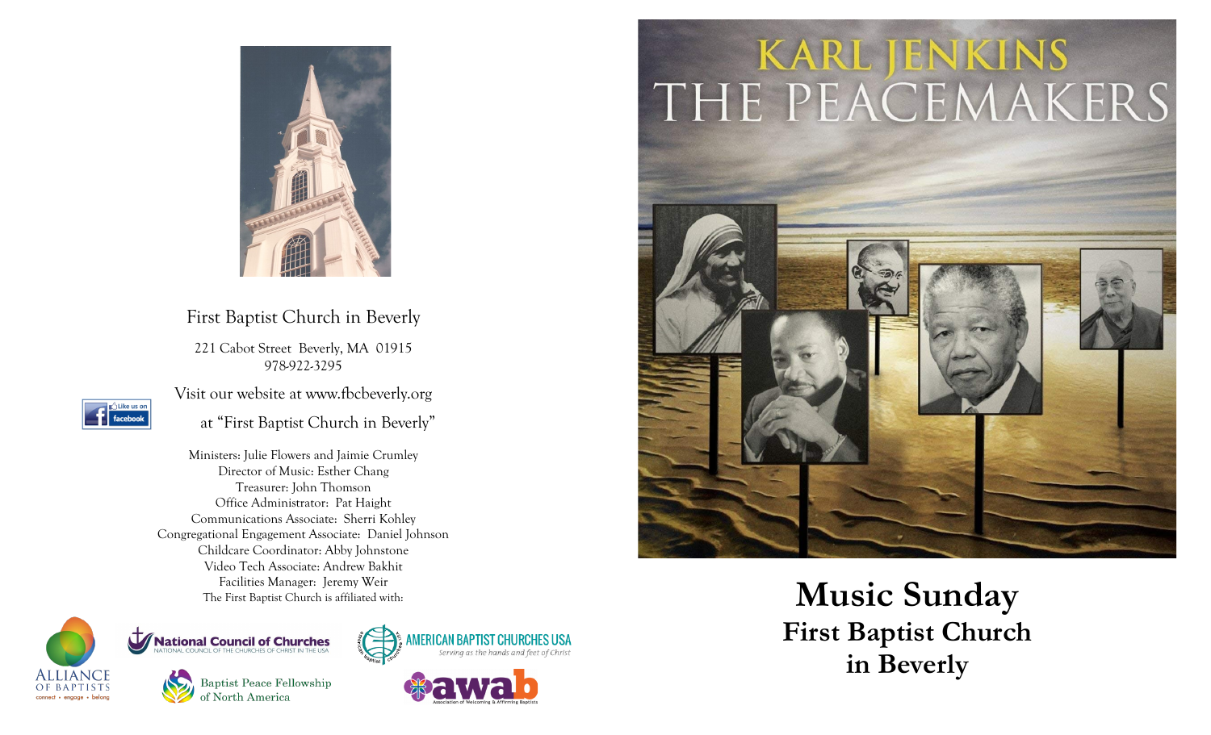First Baptist Church in Beverly

221 Cabot Street Beverly, MA 01915
978-922-3295

Visit our website at www.fbcbeverly.org

Like us on facebook at "First Baptist Church in Beverly"

Ministers: Julie Flowers and Jaimie Crumley
Director of Music: Esther Chang
Treasurer: John Thomson
Office Administrator: Pat Haight
Communications Associate: Sherri Kohley
Congregational Engagement Associate: Daniel Johnson
Childcare Coordinator: Abby Johnstone
Video Tech Associate: Andrew Bakhit
Facilities Manager: Jeremy Weir
The First Baptist Church is affiliated with:

Alliance of Baptists — connect • engage • belong
National Council of Churches — National Council of the Churches of Christ in the USA
American Baptist Churches USA — Serving as the hands and feet of Christ
Baptist Peace Fellowship of North America
awab — Association of Welcoming & Affirming Baptists

KARL JENKINS
THE PEACEMAKERS

# Music Sunday

## First Baptist Church in Beverly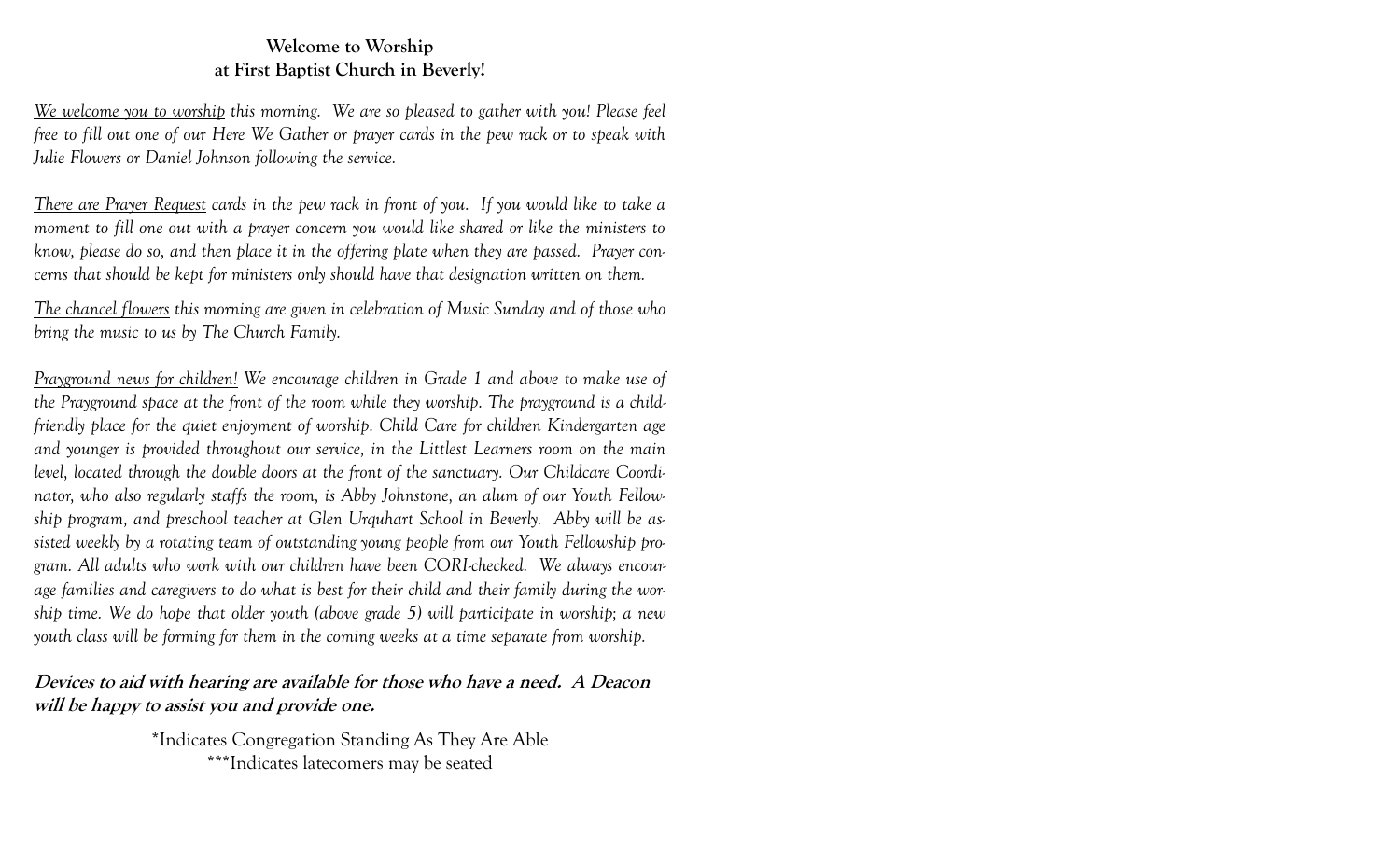## Welcome to Worship
## at First Baptist Church in Beverly!

*We welcome you to worship this morning. We are so pleased to gather with you! Please feel free to fill out one of our Here We Gather or prayer cards in the pew rack or to speak with Julie Flowers or Daniel Johnson following the service.*

*There are Prayer Request cards in the pew rack in front of you. If you would like to take a moment to fill one out with a prayer concern you would like shared or like the ministers to know, please do so, and then place it in the offering plate when they are passed. Prayer concerns that should be kept for ministers only should have that designation written on them.*

*The chancel flowers this morning are given in celebration of Music Sunday and of those who bring the music to us by The Church Family.*

*Prayground news for children! We encourage children in Grade 1 and above to make use of the Prayground space at the front of the room while they worship. The prayground is a child-friendly place for the quiet enjoyment of worship. Child Care for children Kindergarten age and younger is provided throughout our service, in the Littlest Learners room on the main level, located through the double doors at the front of the sanctuary. Our Childcare Coordinator, who also regularly staffs the room, is Abby Johnstone, an alum of our Youth Fellowship program, and preschool teacher at Glen Urquhart School in Beverly. Abby will be assisted weekly by a rotating team of outstanding young people from our Youth Fellowship program. All adults who work with our children have been CORI-checked. We always encourage families and caregivers to do what is best for their child and their family during the worship time. We do hope that older youth (above grade 5) will participate in worship; a new youth class will be forming for them in the coming weeks at a time separate from worship.*

**Devices to aid with hearing are available for those who have a need. A Deacon will be happy to assist you and provide one.**

*Indicates Congregation Standing As They Are Able

***Indicates latecomers may be seated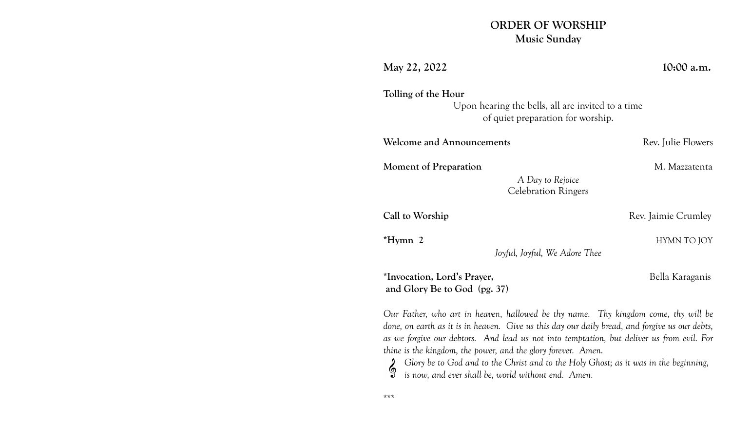# ORDER OF WORSHIP
## Music Sunday

**May 22, 2022** **10:00 a.m.**

**Tolling of the Hour**

Upon hearing the bells, all are invited to a time of quiet preparation for worship.

**Welcome and Announcements** Rev. Julie Flowers

**Moment of Preparation** M. Mazzatenta

*A Day to Rejoice*
Celebration Ringers

**Call to Worship** Rev. Jaimie Crumley

***Hymn 2** HYMN TO JOY

*Joyful, Joyful, We Adore Thee*

***Invocation, Lord's Prayer, and Glory Be to God (pg. 37)** Bella Karaganis

*Our Father, who art in heaven, hallowed be thy name. Thy kingdom come, thy will be done, on earth as it is in heaven. Give us this day our daily bread, and forgive us our debts, as we forgive our debtors. And lead us not into temptation, but deliver us from evil. For thine is the kingdom, the power, and the glory forever. Amen.*

𝄞 *Glory be to God and to the Christ and to the Holy Ghost; as it was in the beginning, is now, and ever shall be, world without end. Amen.*

***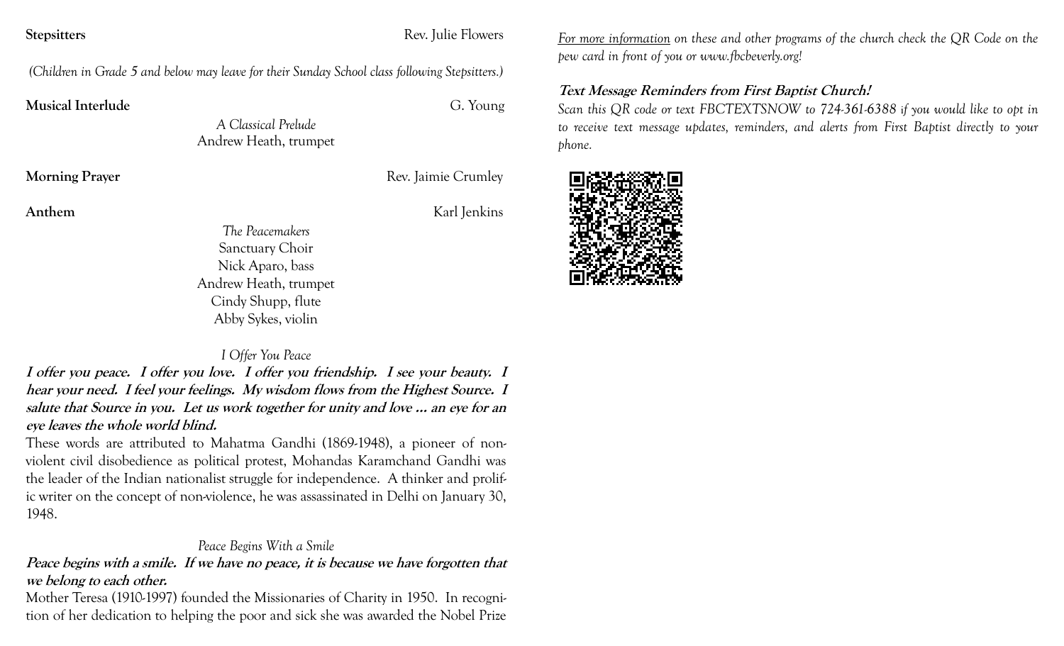**Stepsitters** Rev. Julie Flowers

*(Children in Grade 5 and below may leave for their Sunday School class following Stepsitters.)*

**Musical Interlude** G. Young

*A Classical Prelude*
Andrew Heath, trumpet

**Morning Prayer** Rev. Jaimie Crumley

**Anthem** Karl Jenkins

*The Peacemakers*
Sanctuary Choir
Nick Aparo, bass
Andrew Heath, trumpet
Cindy Shupp, flute
Abby Sykes, violin

*I Offer You Peace*

***I offer you peace. I offer you love. I offer you friendship. I see your beauty. I hear your need. I feel your feelings. My wisdom flows from the Highest Source. I salute that Source in you. Let us work together for unity and love ... an eye for an eye leaves the whole world blind.***

These words are attributed to Mahatma Gandhi (1869-1948), a pioneer of non-violent civil disobedience as political protest, Mohandas Karamchand Gandhi was the leader of the Indian nationalist struggle for independence. A thinker and prolific writer on the concept of non-violence, he was assassinated in Delhi on January 30, 1948.

*Peace Begins With a Smile*

***Peace begins with a smile. If we have no peace, it is because we have forgotten that we belong to each other.***

Mother Teresa (1910-1997) founded the Missionaries of Charity in 1950. In recognition of her dedication to helping the poor and sick she was awarded the Nobel Prize

*For more information on these and other programs of the church check the QR Code on the pew card in front of you or www.fbcbeverly.org!*

***Text Message Reminders from First Baptist Church!***

*Scan this QR code or text FBCTEXTSNOW to 724-361-6388 if you would like to opt in to receive text message updates, reminders, and alerts from First Baptist directly to your phone.*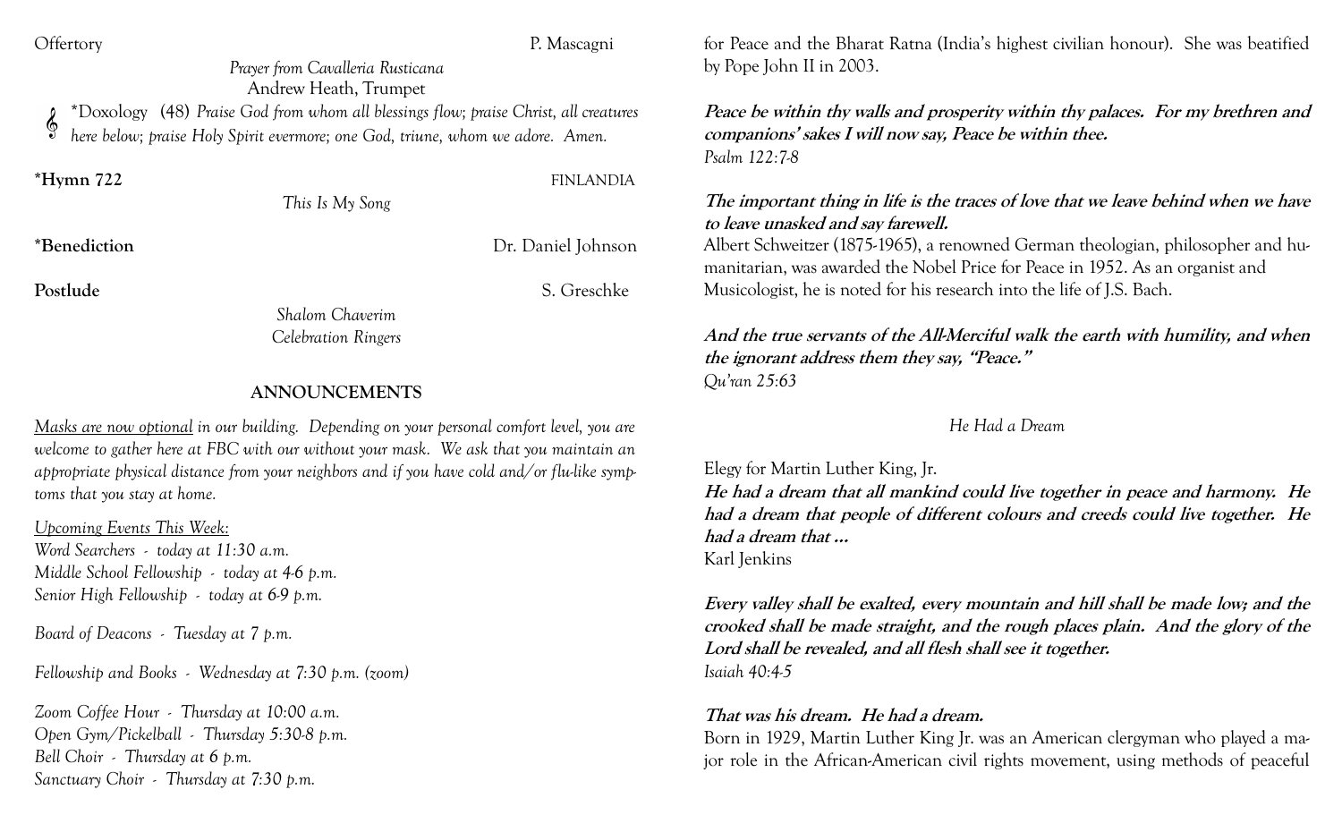Offertory P. Mascagni

*Prayer from Cavalleria Rusticana*
Andrew Heath, Trumpet

*Doxology (48) *Praise God from whom all blessings flow; praise Christ, all creatures here below; praise Holy Spirit evermore; one God, triune, whom we adore. Amen.*

**\*Hymn 722** FINLANDIA

*This Is My Song*

**\*Benediction** Dr. Daniel Johnson

**Postlude** S. Greschke

*Shalom Chaverim*
*Celebration Ringers*

## ANNOUNCEMENTS

*Masks are now optional in our building. Depending on your personal comfort level, you are welcome to gather here at FBC with our without your mask. We ask that you maintain an appropriate physical distance from your neighbors and if you have cold and/or flu-like symptoms that you stay at home.*

*Upcoming Events This Week:*
*Word Searchers - today at 11:30 a.m.*
*Middle School Fellowship - today at 4-6 p.m.*
*Senior High Fellowship - today at 6-9 p.m.*

*Board of Deacons - Tuesday at 7 p.m.*

*Fellowship and Books - Wednesday at 7:30 p.m. (zoom)*

*Zoom Coffee Hour - Thursday at 10:00 a.m.*
*Open Gym/Pickelball - Thursday 5:30-8 p.m.*
*Bell Choir - Thursday at 6 p.m.*
*Sanctuary Choir - Thursday at 7:30 p.m.*

for Peace and the Bharat Ratna (India's highest civilian honour). She was beatified by Pope John II in 2003.

***Peace be within thy walls and prosperity within thy palaces. For my brethren and companions' sakes I will now say, Peace be within thee.***
*Psalm 122:7-8*

***The important thing in life is the traces of love that we leave behind when we have to leave unasked and say farewell.***
Albert Schweitzer (1875-1965), a renowned German theologian, philosopher and humanitarian, was awarded the Nobel Price for Peace in 1952. As an organist and Musicologist, he is noted for his research into the life of J.S. Bach.

***And the true servants of the All-Merciful walk the earth with humility, and when the ignorant address them they say, "Peace."***
*Qu'ran 25:63*

*He Had a Dream*

Elegy for Martin Luther King, Jr.
***He had a dream that all mankind could live together in peace and harmony. He had a dream that people of different colours and creeds could live together. He had a dream that …***
Karl Jenkins

***Every valley shall be exalted, every mountain and hill shall be made low; and the crooked shall be made straight, and the rough places plain. And the glory of the Lord shall be revealed, and all flesh shall see it together.***
*Isaiah 40:4-5*

***That was his dream. He had a dream.***
Born in 1929, Martin Luther King Jr. was an American clergyman who played a major role in the African-American civil rights movement, using methods of peaceful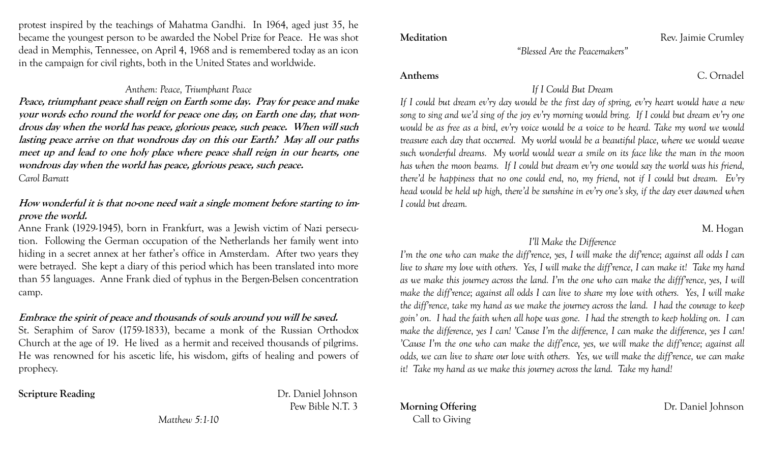protest inspired by the teachings of Mahatma Gandhi. In 1964, aged just 35, he became the youngest person to be awarded the Nobel Prize for Peace. He was shot dead in Memphis, Tennessee, on April 4, 1968 and is remembered today as an icon in the campaign for civil rights, both in the United States and worldwide.

*Anthem: Peace, Triumphant Peace*

**Peace, triumphant peace shall reign on Earth some day. Pray for peace and make your words echo round the world for peace one day, on Earth one day, that wondrous day when the world has peace, glorious peace, such peace. When will such lasting peace arrive on that wondrous day on this our Earth? May all our paths meet up and lead to one holy place where peace shall reign in our hearts, one wondrous day when the world has peace, glorious peace, such peace.**

*Carol Barratt*

**How wonderful it is that no-one need wait a single moment before starting to improve the world.**

Anne Frank (1929-1945), born in Frankfurt, was a Jewish victim of Nazi persecution. Following the German occupation of the Netherlands her family went into hiding in a secret annex at her father's office in Amsterdam. After two years they were betrayed. She kept a diary of this period which has been translated into more than 55 languages. Anne Frank died of typhus in the Bergen-Belsen concentration camp.

**Embrace the spirit of peace and thousands of souls around you will be saved.**

St. Seraphim of Sarov (1759-1833), became a monk of the Russian Orthodox Church at the age of 19. He lived as a hermit and received thousands of pilgrims. He was renowned for his ascetic life, his wisdom, gifts of healing and powers of prophecy.

**Scripture Reading** Dr. Daniel Johnson

Pew Bible N.T. 3

*Matthew 5:1-10*

**Meditation** Rev. Jaimie Crumley

*"Blessed Are the Peacemakers"*

**Anthems** C. Ornadel

*If I Could But Dream*

*If I could but dream ev'ry day would be the first day of spring, ev'ry heart would have a new song to sing and we'd sing of the joy ev'ry morning would bring. If I could but dream ev'ry one would be as free as a bird, ev'ry voice would be a voice to be heard. Take my word we would treasure each day that occurred. My world would be a beautiful place, where we would weave such wonderful dreams. My world would wear a smile on its face like the man in the moon has when the moon beams. If I could but dream ev'ry one would say the world was his friend, there'd be happiness that no one could end, no, my friend, not if I could but dream. Ev'ry head would be held up high, there'd be sunshine in ev'ry one's sky, if the day ever dawned when I could but dream.*

M. Hogan

*I'll Make the Difference*

*I'm the one who can make the diff'rence, yes, I will make the dif'rence; against all odds I can live to share my love with others. Yes, I will make the diff'rence, I can make it! Take my hand as we make this journey across the land. I'm the one who can make the difff'rence, yes, I will make the diff'rence; against all odds I can live to share my love with others. Yes, I will make the diff'rence, take my hand as we make the journey across the land. I had the courage to keep goin' on. I had the faith when all hope was gone. I had the strength to keep holding on. I can make the difference, yes I can! 'Cause I'm the difference, I can make the difference, yes I can! 'Cause I'm the one who can make the diff'ence, yes, we will make the diff'rence; against all odds, we can live to share our love with others. Yes, we will make the diff'rence, we can make it! Take my hand as we make this journey across the land. Take my hand!*

**Morning Offering** Dr. Daniel Johnson

Call to Giving